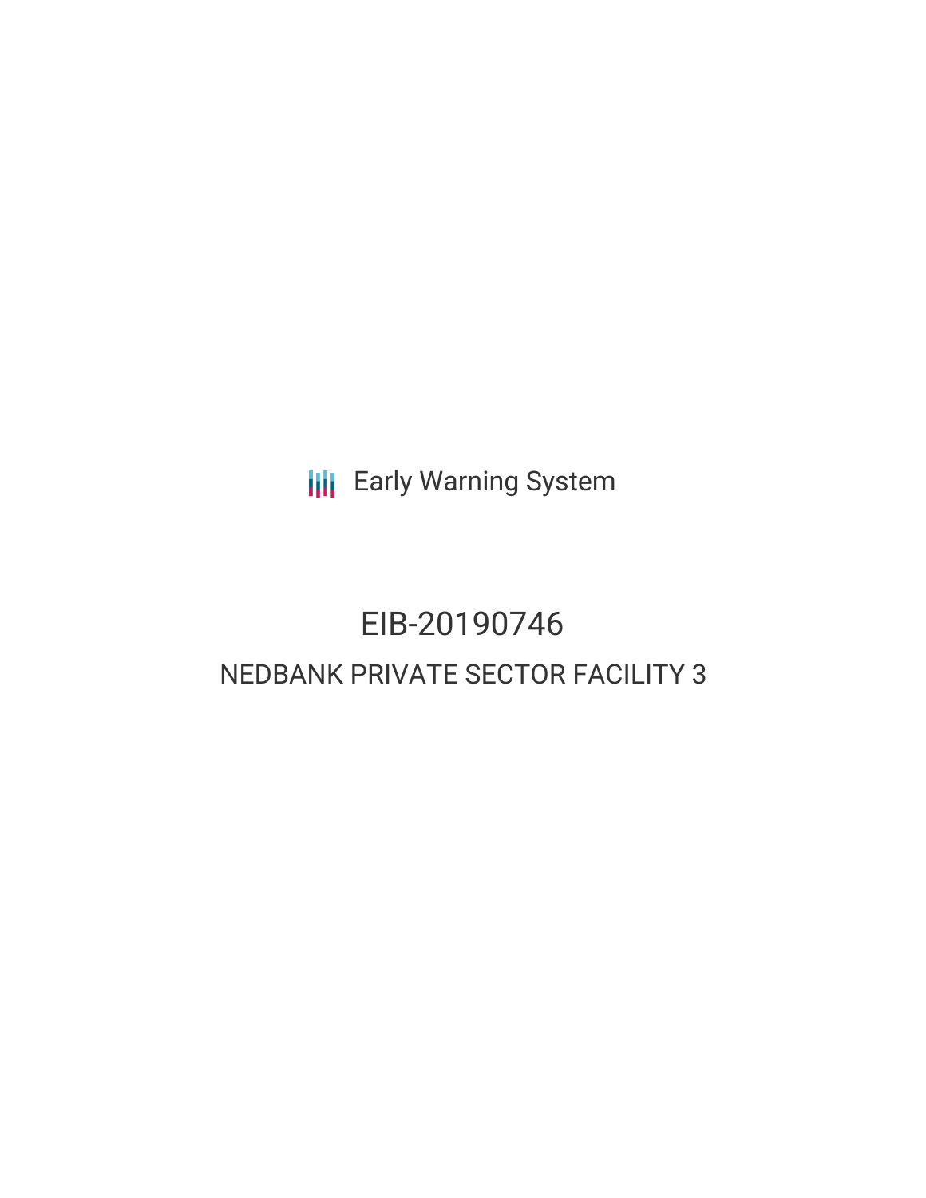Early Warning System

# EIB-20190746

## NEDBANK PRIVATE SECTOR FACILITY 3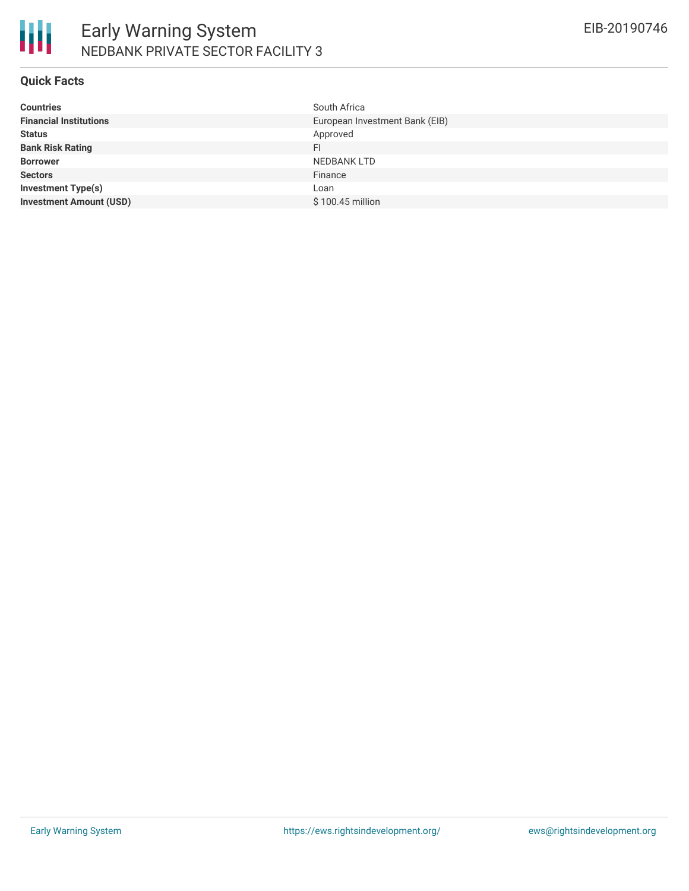# Early Warning System

## NEDBANK PRIVATE SECTOR FACILITY 3

EIB-20190746

### Quick Facts

| | |
|---|---|
| **Countries** | South Africa |
| **Financial Institutions** | European Investment Bank (EIB) |
| **Status** | Approved |
| **Bank Risk Rating** | FI |
| **Borrower** | NEDBANK LTD |
| **Sectors** | Finance |
| **Investment Type(s)** | Loan |
| **Investment Amount (USD)** | $ 100.45 million |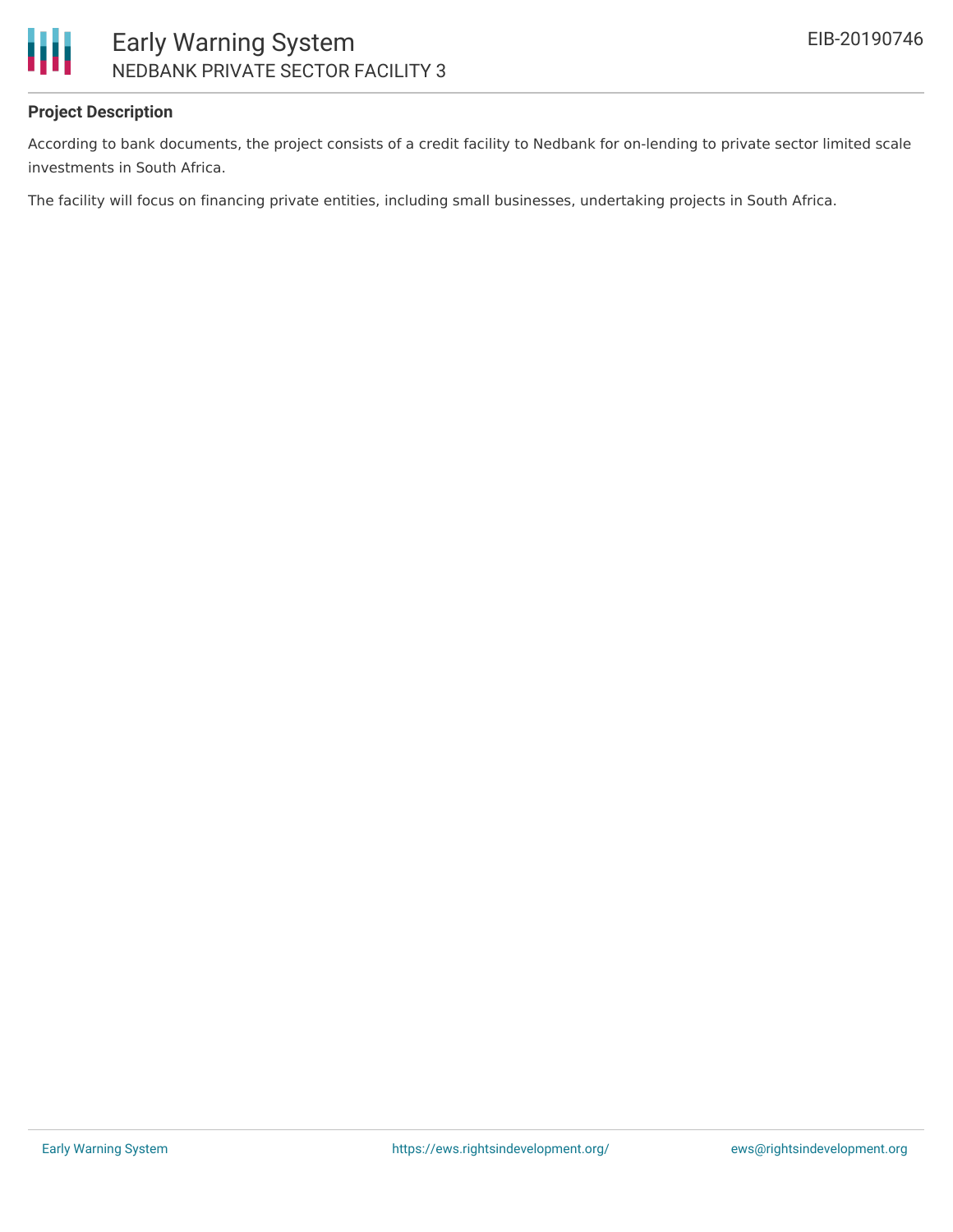**Project Description**

According to bank documents, the project consists of a credit facility to Nedbank for on-lending to private sector limited scale investments in South Africa.

The facility will focus on financing private entities, including small businesses, undertaking projects in South Africa.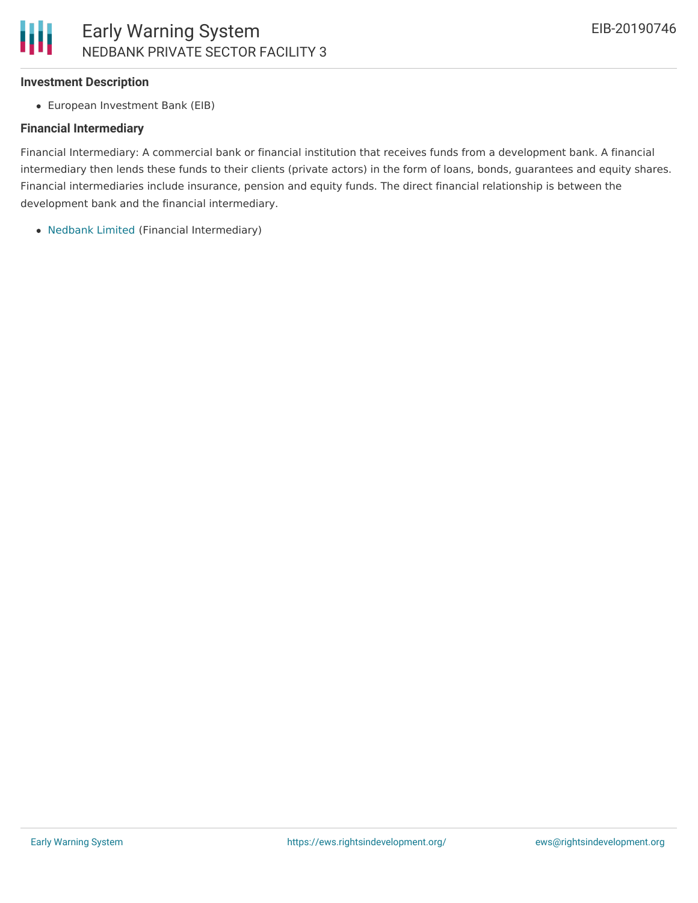**Investment Description**

- European Investment Bank (EIB)

**Financial Intermediary**

Financial Intermediary: A commercial bank or financial institution that receives funds from a development bank. A financial intermediary then lends these funds to their clients (private actors) in the form of loans, bonds, guarantees and equity shares. Financial intermediaries include insurance, pension and equity funds. The direct financial relationship is between the development bank and the financial intermediary.

- Nedbank Limited (Financial Intermediary)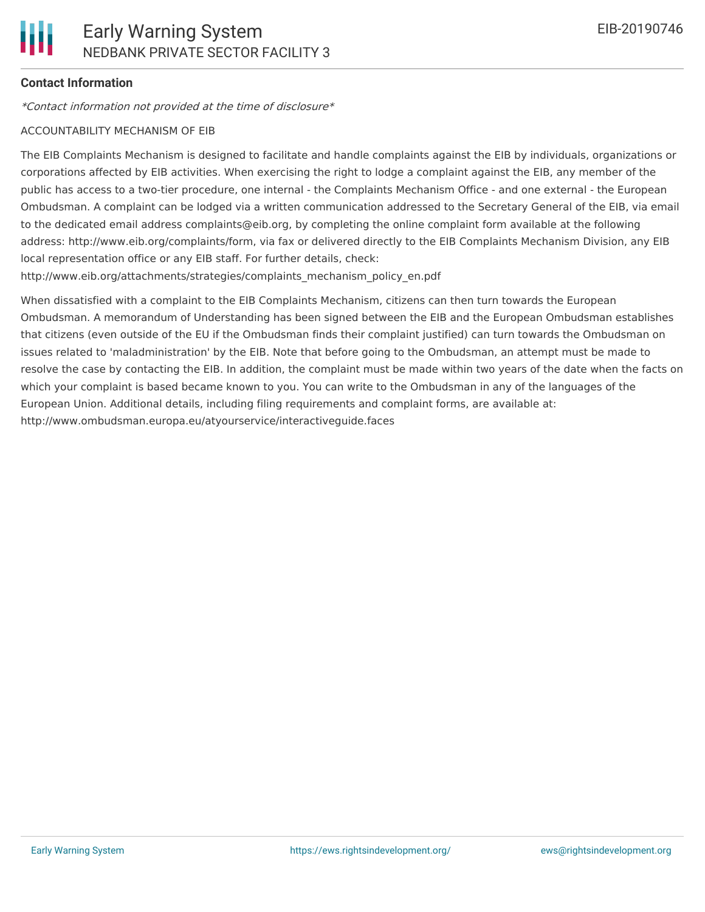**Contact Information**

*Contact information not provided at the time of disclosure*

ACCOUNTABILITY MECHANISM OF EIB

The EIB Complaints Mechanism is designed to facilitate and handle complaints against the EIB by individuals, organizations or corporations affected by EIB activities. When exercising the right to lodge a complaint against the EIB, any member of the public has access to a two-tier procedure, one internal - the Complaints Mechanism Office - and one external - the European Ombudsman. A complaint can be lodged via a written communication addressed to the Secretary General of the EIB, via email to the dedicated email address complaints@eib.org, by completing the online complaint form available at the following address: http://www.eib.org/complaints/form, via fax or delivered directly to the EIB Complaints Mechanism Division, any EIB local representation office or any EIB staff. For further details, check: http://www.eib.org/attachments/strategies/complaints_mechanism_policy_en.pdf

When dissatisfied with a complaint to the EIB Complaints Mechanism, citizens can then turn towards the European Ombudsman. A memorandum of Understanding has been signed between the EIB and the European Ombudsman establishes that citizens (even outside of the EU if the Ombudsman finds their complaint justified) can turn towards the Ombudsman on issues related to 'maladministration' by the EIB. Note that before going to the Ombudsman, an attempt must be made to resolve the case by contacting the EIB. In addition, the complaint must be made within two years of the date when the facts on which your complaint is based became known to you. You can write to the Ombudsman in any of the languages of the European Union. Additional details, including filing requirements and complaint forms, are available at: http://www.ombudsman.europa.eu/atyourservice/interactiveguide.faces